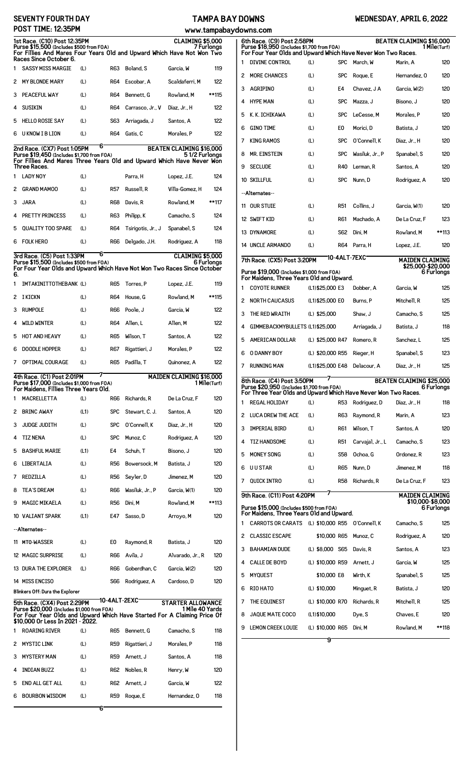# SEVENTY FOURTH DAY — TAMPA BAY DOWNS — WEDNESDAY, APRIL 6, 2022

**POST TIME: 12:35PM** — www.tampabaydowns.com

## 1st Race. (C10) Post 12:35PM — CLAIMING $5,000

Purse $15,500 (Includes $500 from FOA) — 7 Furlongs

For Fillies And Mares Four Years Old and Upward Which Have Not Won Two Races Since October 6.

| # | Horse | Med | Last | Trainer | Jockey | Wt |
|---|---|---|---|---|---|---|
| 1 | SASSY MISS MARGIE | (L) | R63 | Boland, S | Garcia, W | 119 |
| 2 | MY BLONDE MARY | (L) | R64 | Escobar, A | Scaldaferri, M | 122 |
| 3 | PEACEFUL WAY | (L) | R64 | Bennett, G | Rowland, M | **115 |
| 4 | SUSIKIN | (L) | R64 | Carrasco, Jr., V | Diaz, Jr., H | 122 |
| 5 | HELLO ROSIE SAY | (L) | S63 | Arriagada, J | Santos, A | 122 |
| 6 | U KNOW I B LION | (L) | R64 | Gatis, C | Morales, P | 122 |

6

## 2nd Race. (CX7) Post 1:05PM — BEATEN CLAIMING $16,000

Purse $19,450 (Includes $1,700 from FOA) — 5 1/2 Furlongs

For Fillies And Mares Three Years Old and Upward Which Have Never Won Three Races.

| # | Horse | Med | Last | Trainer | Jockey | Wt |
|---|---|---|---|---|---|---|
| 1 | LADY NOY | (L) | | Parra, H | Lopez, J.E. | 124 |
| 2 | GRAND MAMOO | (L) | R57 | Russell, R | Villa-Gomez, H | 124 |
| 3 | JARA | (L) | R68 | Davis, R | Rowland, M | **117 |
| 4 | PRETTY PRINCESS | (L) | R63 | Philipp, K | Camacho, S | 124 |
| 5 | QUALITY TOO SPARE | (L) | R64 | Tsirigotis, Jr., J | Spanabel, S | 124 |
| 6 | FOLK HERO | (L) | R66 | Delgado, J.H. | Rodriguez, A | 118 |

6

## 3rd Race. (C5) Post 1:33PM — CLAIMING $5,000

Purse $15,500 (Includes $500 from FOA) — 6 Furlongs

For Four Year Olds and Upward Which Have Not Won Two Races Since October 6.

| # | Horse | Med | Last | Trainer | Jockey | Wt |
|---|---|---|---|---|---|---|
| 1 | IMTAKINITTOTHEBANK | (L) | R65 | Torres, P | Lopez, J.E. | 119 |
| 2 | I KICKN | (L) | R64 | House, G | Rowland, M | **115 |
| 3 | RUMPOLE | (L) | R66 | Poole, J | Garcia, W | 122 |
| 4 | WILD WINTER | (L) | R64 | Allen, L | Allen, M | 122 |
| 5 | HOT AND HEAVY | (L) | R65 | Wilson, T | Santos, A | 122 |
| 6 | DOODLE HOPPER | (L) | R67 | Rigattieri, J | Morales, P | 122 |
| 7 | OPTIMAL COURAGE | (L) | R65 | Padilla, T | Quinonez, A | 122 |

7

## 4th Race. (C1) Post 2:01PM — MAIDEN CLAIMING $16,000

Purse $17,000 (Includes $1,000 from FOA) — 1 Mile(Turf)

For Maidens, Fillies Three Years Old.

| # | Horse | Med | Last | Trainer | Jockey | Wt |
|---|---|---|---|---|---|---|
| 1 | MACRELLETTA | (L) | R66 | Richards, R | De La Cruz, F | 120 |
| 2 | BRINC AWAY | (L1) | SPC | Stewart, C. J. | Santos, A | 120 |
| 3 | JUDGE JUDITH | (L) | SPC | O'Connell, K | Diaz, Jr., H | 120 |
| 4 | TIZ NENA | (L) | SPC | Munoz, C | Rodriguez, A | 120 |
| 5 | BASHFUL MARIE | (L1) | E4 | Schuh, T | Bisono, J | 120 |
| 6 | LIBERTALIA | (L) | R56 | Bowersock, M | Batista, J | 120 |
| 7 | REDZILLA | (L) | R56 | Seyler, D | Jimenez, M | 120 |
| 8 | TEA'S DREAM | (L) | R66 | Wasiluk, Jr., P | Garcia, W(1) | 120 |
| 9 | MAGIC MIKAELA | (L) | R56 | Dini, M | Rowland, M | **113 |
| 10 | VALIANT SPARK | (L1) | E47 | Sasso, D | Arroyo, M | 120 |
| | --Alternates-- | | | | | |
| 11 | MTO-WASSER | (L) | E0 | Raymond, R | Batista, J | 120 |
| 12 | MAGIC SURPRISE | (L) | R66 | Avila, J | Alvarado, Jr., R | 120 |
| 13 | DURA THE EXPLORER | (L) | R66 | Goberdhan, C | Garcia, W(2) | 120 |
| 14 | MISS ENCISO | | S66 | Rodriguez, J | Cardoso, D | 120 |

Blinkers Off: Dura the Explorer

## 5th Race. (CX4) Post 2:29PM — STARTER ALLOWANCE

10-4ALT-2EXC

Purse $20,000 (Includes $1,000 from FOA) — 1 Mile 40 Yards

For Four Year Olds and Upward Which Have Started For A Claiming Price Of $10,000 Or Less In 2021 - 2022.

| # | Horse | Med | Last | Trainer | Jockey | Wt |
|---|---|---|---|---|---|---|
| 1 | ROARING RIVER | (L) | R65 | Bennett, G | Camacho, S | 118 |
| 2 | MYSTIC LINK | (L) | R59 | Rigattieri, J | Morales, P | 118 |
| 3 | MYSTERY MAN | (L) | R59 | Arnett, J | Santos, A | 118 |
| 4 | INDIAN BUZZ | (L) | R62 | Nobles, R | Henry, W | 120 |
| 5 | END ALL GET ALL | (L) | R62 | Arnett, J | Garcia, W | 122 |
| 6 | BOURBON WISDOM | (L) | R59 | Roque, E | Hernandez, O | 118 |

6

## 6th Race. (C9) Post 2:58PM — BEATEN CLAIMING $16,000

Purse $18,950 (Includes $1,700 from FOA) — 1 Mile(Turf)

For Four Year Olds and Upward Which Have Never Won Two Races.

| # | Horse | Med | Last | Trainer | Jockey | Wt |
|---|---|---|---|---|---|---|
| 1 | DIVINE CONTROL | (L) | SPC | March, W | Marin, A | 120 |
| 2 | MORE CHANCES | (L) | SPC | Roque, E | Hernandez, O | 120 |
| 3 | AGRIPINO | (L) | E4 | Chavez, J A | Garcia, W(2) | 120 |
| 4 | HYPE MAN | (L) | SPC | Mazza, J | Bisono, J | 120 |
| 5 | K. K. ICHIKAWA | (L) | SPC | LeCesse, M | Morales, P | 120 |
| 6 | GINO TIME | (L) | E0 | Morici, D | Batista, J | 120 |
| 7 | KING RAMOS | (L) | SPC | O'Connell, K | Diaz, Jr., H | 120 |
| 8 | MR. EINSTEIN | (L) | SPC | Wasiluk, Jr., P | Spanabel, S | 120 |
| 9 | SECLUDE | (L) | R40 | Lerman, R | Santos, A | 120 |
| 10 | SKILLFUL | (L) | SPC | Nunn, D | Rodriguez, A | 120 |
| | --Alternates-- | | | | | |
| 11 | OUR STUIE | (L) | R51 | Collins, J | Garcia, W(1) | 120 |
| 12 | SWIFT KID | (L) | R61 | Machado, A | De La Cruz, F | 123 |
| 13 | DYNAMORE | (L) | S62 | Dini, M | Rowland, M | **113 |
| 14 | UNCLE ARMANDO | (L) | R64 | Parra, H | Lopez, J.E. | 120 |

## 7th Race. (CX5) Post 3:20PM — MAIDEN CLAIMING $25,000-$20,000

10-4ALT-7EXC

Purse $19,000 (Includes $1,000 from FOA) — 6 Furlongs

For Maidens, Three Years Old and Upward.

| # | Horse | Med | Price | Last | Trainer | Jockey | Wt |
|---|---|---|---|---|---|---|---|
| 1 | COYOTE RUNNER | (L1) | $25,000 | E3 | Dobber, A | Garcia, W | 125 |
| 2 | NORTH CAUCASUS | (L1) | $25,000 | E0 | Burns, P | Mitchell, R | 125 |
| 3 | THE RED WRAITH | (L) | $25,000 | | Shaw, J | Camacho, S | 125 |
| 4 | GIMMEBACKMYBULLETS | (L1) | $25,000 | | Arriagada, J | Batista, J | 118 |
| 5 | AMERICAN DOLLAR | (L) | $25,000 | R47 | Romero, R | Sanchez, L | 125 |
| 6 | O DANNY BOY | (L) | $20,000 | R55 | Rieger, H | Spanabel, S | 123 |
| 7 | RUNNING MAN | (L1) | $25,000 | E48 | Delacour, A | Diaz, Jr., H | 125 |

7

## 8th Race. (C4) Post 3:50PM — BEATEN CLAIMING $25,000

Purse $20,950 (Includes $1,700 from FOA) — 6 Furlongs

For Three Year Olds and Upward Which Have Never Won Two Races.

| # | Horse | Med | Last | Trainer | Jockey | Wt |
|---|---|---|---|---|---|---|
| 1 | REGAL HOLIDAY | (L) | R53 | Rodriguez, D | Diaz, Jr., H | 118 |
| 2 | LUCA DREW THE ACE | (L) | R63 | Raymond, R | Marin, A | 123 |
| 3 | IMPERIAL BIRD | (L) | R61 | Wilson, T | Santos, A | 120 |
| 4 | TIZ HANDSOME | (L) | R51 | Carvajal, Jr., L | Camacho, S | 123 |
| 5 | MONEY SONG | (L) | S58 | Ochoa, G | Ordonez, R | 123 |
| 6 | U U STAR | (L) | R65 | Nunn, D | Jimenez, M | 118 |
| 7 | QUICK INTRO | (L) | R58 | Richards, R | De La Cruz, F | 123 |

7

## 9th Race. (C11) Post 4:20PM — MAIDEN CLAIMING $10,000-$8,000

Purse $15,000 (Includes $500 from FOA) — 6 Furlongs

For Maidens, Three Years Old and Upward.

| # | Horse | Med | Price | Last | Trainer | Jockey | Wt |
|---|---|---|---|---|---|---|---|
| 1 | CARROTS OR CARATS | (L) | $10,000 | R55 | O'Connell, K | Camacho, S | 125 |
| 2 | CLASSIC ESCAPE | | $10,000 | R65 | Munoz, C | Rodriguez, A | 120 |
| 3 | BAHAMIAN DUDE | (L) | $8,000 | S65 | Davis, R | Santos, A | 123 |
| 4 | CALLE DE BOYD | (L) | $10,000 | R59 | Arnett, J | Garcia, W | 125 |
| 5 | MYQUEST | | $10,000 | E8 | Wirth, K | Spanabel, S | 125 |
| 6 | RIO HATO | (L) | $10,000 | | Minguet, R | Batista, J | 120 |
| 7 | THE EQUINEST | (L) | $10,000 | R70 | Richards, R | Mitchell, R | 125 |
| 8 | JAQUE MATE COCO | (L1) | $10,000 | | Dye, S | Chaves, E | 120 |
| 9 | LEMON CREEK LOUIE | (L) | $10,000 | R65 | Dini, M | Rowland, M | **118 |

9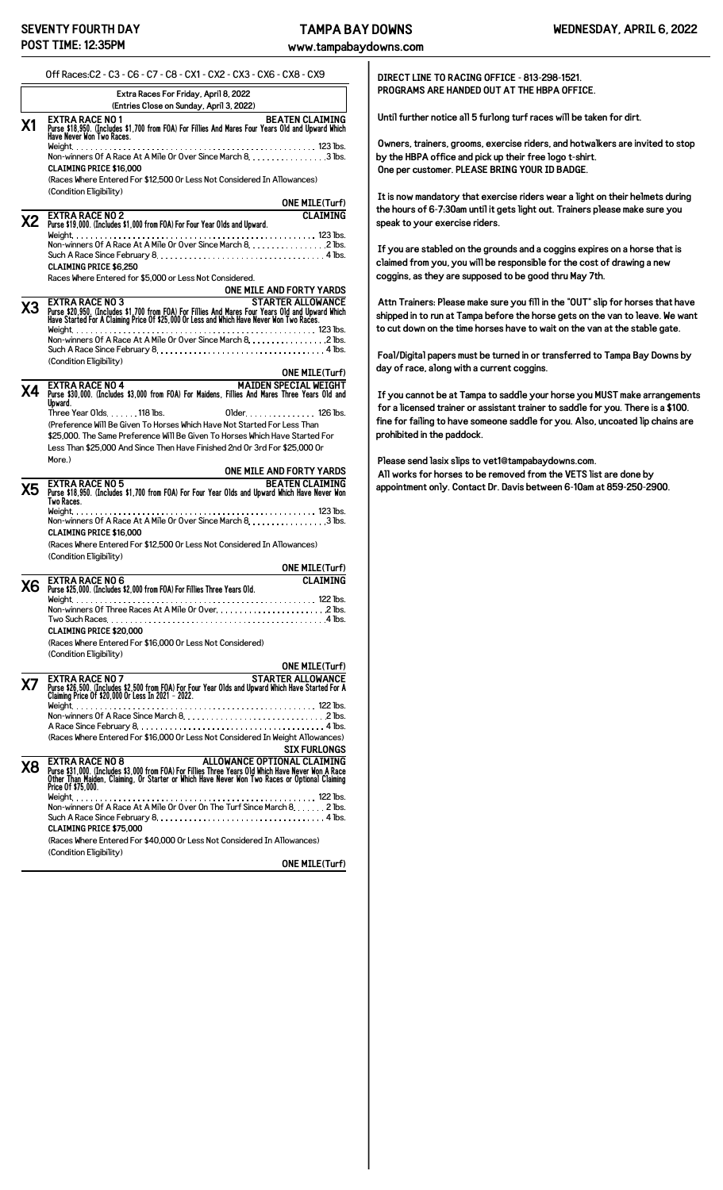SEVENTY FOURTH DAY
POST TIME: 12:35PM

# TAMPA BAY DOWNS

www.tampabaydowns.com

WEDNESDAY, APRIL 6, 2022

Off Races:C2 - C3 - C6 - C7 - C8 - CX1 - CX2 - CX3 - CX6 - CX8 - CX9

**Extra Races For Friday, April 8, 2022**
**(Entries Close on Sunday, April 3, 2022)**

## X1 EXTRA RACE NO 1 — BEATEN CLAIMING

**Purse $18,950. (Includes $1,700 from FOA) For Fillies And Mares Four Years Old and Upward Which Have Never Won Two Races.**

Weight .......... 123 lbs.
Non-winners Of A Race At A Mile Or Over Since March 8 .......... 3 lbs.
**CLAIMING PRICE $16,000**
(Races Where Entered For $12,500 Or Less Not Considered In Allowances)
(Condition Eligibility)

**ONE MILE(Turf)**

## X2 EXTRA RACE NO 2 — CLAIMING

**Purse $19,000. (Includes $1,000 from FOA) For Four Year Olds and Upward.**

Weight .......... 123 lbs.
Non-winners Of A Race At A Mile Or Over Since March 8 .......... 2 lbs.
Such A Race Since February 8 .......... 4 lbs.
**CLAIMING PRICE $6,250**
Races Where Entered for $5,000 or Less Not Considered.

**ONE MILE AND FORTY YARDS**

## X3 EXTRA RACE NO 3 — STARTER ALLOWANCE

**Purse $20,950. (Includes $1,700 from FOA) For Fillies And Mares Four Years Old and Upward Which Have Started For A Claiming Price Of $25,000 Or Less and Which Have Never Won Two Races.**

Weight .......... 123 lbs.
Non-winners Of A Race At A Mile Or Over Since March 8 .......... 2 lbs.
Such A Race Since February 8 .......... 4 lbs.
(Condition Eligibility)

**ONE MILE(Turf)**

## X4 EXTRA RACE NO 4 — MAIDEN SPECIAL WEIGHT

**Purse $30,000. (Includes $3,000 from FOA) For Maidens, Fillies And Mares Three Years Old and Upward.**

Three Year Olds .......... 118 lbs. Older .......... 126 lbs.
(Preference Will Be Given To Horses Which Have Not Started For Less Than $25,000. The Same Preference Will Be Given To Horses Which Have Started For Less Than $25,000 And Since Then Have Finished 2nd Or 3rd For $25,000 Or More.)

**ONE MILE AND FORTY YARDS**

## X5 EXTRA RACE NO 5 — BEATEN CLAIMING

**Purse $18,950. (Includes $1,700 from FOA) For Four Year Olds and Upward Which Have Never Won Two Races.**

Weight .......... 123 lbs.
Non-winners Of A Race At A Mile Or Over Since March 8 .......... 3 lbs.
**CLAIMING PRICE $16,000**
(Races Where Entered For $12,500 Or Less Not Considered In Allowances)
(Condition Eligibility)

**ONE MILE(Turf)**

## X6 EXTRA RACE NO 6 — CLAIMING

**Purse $25,000. (Includes $2,000 from FOA) For Fillies Three Years Old.**

Weight .......... 122 lbs.
Non-winners Of Three Races At A Mile Or Over .......... 2 lbs.
Two Such Races .......... 4 lbs.
**CLAIMING PRICE $20,000**
(Races Where Entered For $16,000 Or Less Not Considered)
(Condition Eligibility)

**ONE MILE(Turf)**

## X7 EXTRA RACE NO 7 — STARTER ALLOWANCE

**Purse $26,500. (Includes $2,500 from FOA) For Four Year Olds and Upward Which Have Started For A Claiming Price Of $20,000 Or Less In 2021 - 2022.**

Weight .......... 122 lbs.
Non-winners Of A Race Since March 8 .......... 2 lbs.
A Race Since February 8 .......... 4 lbs.
(Races Where Entered For $16,000 Or Less Not Considered In Weight Allowances)

**SIX FURLONGS**

## X8 EXTRA RACE NO 8 — ALLOWANCE OPTIONAL CLAIMING

**Purse $31,000. (Includes $3,000 from FOA) For Fillies Three Years Old Which Have Never Won A Race Other Than Maiden, Claiming, Or Starter or Which Have Never Won Two Races or Optional Claiming Price Of $75,000.**

Weight .......... 122 lbs.
Non-winners Of A Race At A Mile Or Over On The Turf Since March 8 .......... 2 lbs.
Such A Race Since February 8 .......... 4 lbs.
**CLAIMING PRICE $75,000**
(Races Where Entered For $40,000 Or Less Not Considered In Allowances)
(Condition Eligibility)

**ONE MILE(Turf)**

---

**DIRECT LINE TO RACING OFFICE - 813-298-1521.**
**PROGRAMS ARE HANDED OUT AT THE HBPA OFFICE.**

Until further notice all 5 furlong turf races will be taken for dirt.

Owners, trainers, grooms, exercise riders, and hotwalkers are invited to stop by the HBPA office and pick up their free logo t-shirt.
One per customer. PLEASE BRING YOUR ID BADGE.

It is now mandatory that exercise riders wear a light on their helmets during the hours of 6-7:30am until it gets light out. Trainers please make sure you speak to your exercise riders.

If you are stabled on the grounds and a coggins expires on a horse that is claimed from you, you will be responsible for the cost of drawing a new coggins, as they are supposed to be good thru May 7th.

Attn Trainers: Please make sure you fill in the "OUT" slip for horses that have shipped in to run at Tampa before the horse gets on the van to leave. We want to cut down on the time horses have to wait on the van at the stable gate.

Foal/Digital papers must be turned in or transferred to Tampa Bay Downs by day of race, along with a current coggins.

If you cannot be at Tampa to saddle your horse you MUST make arrangements for a licensed trainer or assistant trainer to saddle for you. There is a $100. fine for failing to have someone saddle for you. Also, uncoated lip chains are prohibited in the paddock.

Please send lasix slips to vet1@tampabaydowns.com.
All works for horses to be removed from the VETS list are done by appointment only. Contact Dr. Davis between 6-10am at 859-250-2900.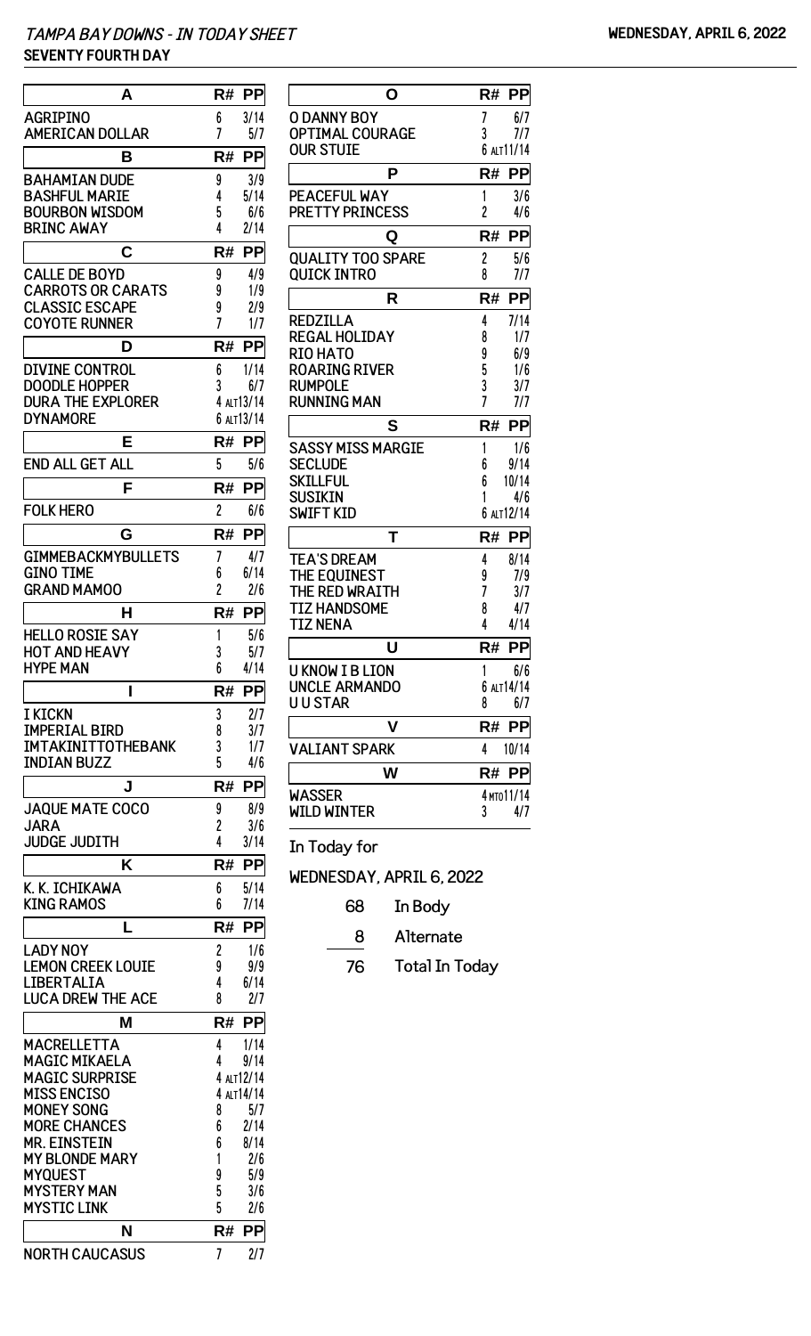*TAMPA BAY DOWNS - IN TODAY SHEET*

**WEDNESDAY, APRIL 6, 2022**

**SEVENTY FOURTH DAY**

| A | R# | PP |
|---|---|---|
| AGRIPINO | 6 | 3/14 |
| AMERICAN DOLLAR | 7 | 5/7 |
| **B** | **R#** | **PP** |
| BAHAMIAN DUDE | 9 | 3/9 |
| BASHFUL MARIE | 4 | 5/14 |
| BOURBON WISDOM | 5 | 6/6 |
| BRINC AWAY | 4 | 2/14 |
| **C** | **R#** | **PP** |
| CALLE DE BOYD | 9 | 4/9 |
| CARROTS OR CARATS | 9 | 1/9 |
| CLASSIC ESCAPE | 9 | 2/9 |
| COYOTE RUNNER | 7 | 1/7 |
| **D** | **R#** | **PP** |
| DIVINE CONTROL | 6 | 1/14 |
| DOODLE HOPPER | 3 | 6/7 |
| DURA THE EXPLORER | 4 | ALT13/14 |
| DYNAMORE | 6 | ALT13/14 |
| **E** | **R#** | **PP** |
| END ALL GET ALL | 5 | 5/6 |
| **F** | **R#** | **PP** |
| FOLK HERO | 2 | 6/6 |
| **G** | **R#** | **PP** |
| GIMMEBACKMYBULLETS | 7 | 4/7 |
| GINO TIME | 6 | 6/14 |
| GRAND MAMOO | 2 | 2/6 |
| **H** | **R#** | **PP** |
| HELLO ROSIE SAY | 1 | 5/6 |
| HOT AND HEAVY | 3 | 5/7 |
| HYPE MAN | 6 | 4/14 |
| **I** | **R#** | **PP** |
| I KICKN | 3 | 2/7 |
| IMPERIAL BIRD | 8 | 3/7 |
| IMTAKINITTOTHEBANK | 3 | 1/7 |
| INDIAN BUZZ | 5 | 4/6 |
| **J** | **R#** | **PP** |
| JAQUE MATE COCO | 9 | 8/9 |
| JARA | 2 | 3/6 |
| JUDGE JUDITH | 4 | 3/14 |
| **K** | **R#** | **PP** |
| K. K. ICHIKAWA | 6 | 5/14 |
| KING RAMOS | 6 | 7/14 |
| **L** | **R#** | **PP** |
| LADY NOY | 2 | 1/6 |
| LEMON CREEK LOUIE | 9 | 9/9 |
| LIBERTALIA | 4 | 6/14 |
| LUCA DREW THE ACE | 8 | 2/7 |
| **M** | **R#** | **PP** |
| MACRELLETTA | 4 | 1/14 |
| MAGIC MIKAELA | 4 | 9/14 |
| MAGIC SURPRISE | 4 | ALT12/14 |
| MISS ENCISO | 4 | ALT14/14 |
| MONEY SONG | 8 | 5/7 |
| MORE CHANCES | 6 | 2/14 |
| MR. EINSTEIN | 6 | 8/14 |
| MY BLONDE MARY | 1 | 2/6 |
| MYQUEST | 9 | 5/9 |
| MYSTERY MAN | 5 | 3/6 |
| MYSTIC LINK | 5 | 2/6 |
| **N** | **R#** | **PP** |
| NORTH CAUCASUS | 7 | 2/7 |

| O | R# | PP |
|---|---|---|
| O DANNY BOY | 7 | 6/7 |
| OPTIMAL COURAGE | 3 | 7/7 |
| OUR STUIE | 6 | ALT11/14 |
| **P** | **R#** | **PP** |
| PEACEFUL WAY | 1 | 3/6 |
| PRETTY PRINCESS | 2 | 4/6 |
| **Q** | **R#** | **PP** |
| QUALITY TOO SPARE | 2 | 5/6 |
| QUICK INTRO | 8 | 7/7 |
| **R** | **R#** | **PP** |
| REDZILLA | 4 | 7/14 |
| REGAL HOLIDAY | 8 | 1/7 |
| RIO HATO | 9 | 6/9 |
| ROARING RIVER | 5 | 1/6 |
| RUMPOLE | 3 | 3/7 |
| RUNNING MAN | 7 | 7/7 |
| **S** | **R#** | **PP** |
| SASSY MISS MARGIE | 1 | 1/6 |
| SECLUDE | 6 | 9/14 |
| SKILLFUL | 6 | 10/14 |
| SUSIKIN | 1 | 4/6 |
| SWIFT KID | 6 | ALT12/14 |
| **T** | **R#** | **PP** |
| TEA'S DREAM | 4 | 8/14 |
| THE EQUINEST | 9 | 7/9 |
| THE RED WRAITH | 7 | 3/7 |
| TIZ HANDSOME | 8 | 4/7 |
| TIZ NENA | 4 | 4/14 |
| **U** | **R#** | **PP** |
| U KNOW I B LION | 1 | 6/6 |
| UNCLE ARMANDO | 6 | ALT14/14 |
| U U STAR | 8 | 6/7 |
| **V** | **R#** | **PP** |
| VALIANT SPARK | 4 | 10/14 |
| **W** | **R#** | **PP** |
| WASSER | 4 | MTO11/14 |
| WILD WINTER | 3 | 4/7 |

In Today for

WEDNESDAY, APRIL 6, 2022

| | |
|---|---|
| 68 | In Body |
| 8 | Alternate |
| 76 | Total In Today |